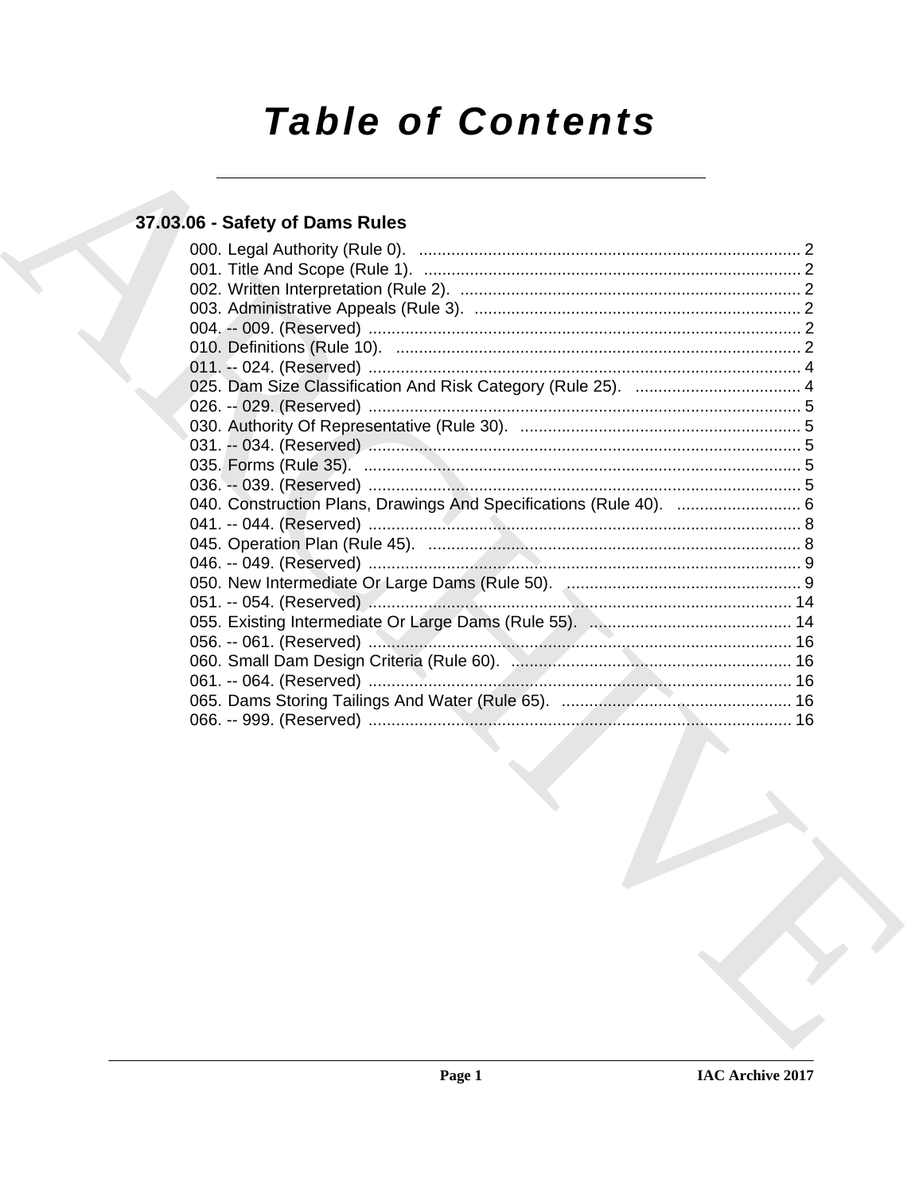# Table of Contents

## 37.03.06 - Safety of Dams Rules

000. Legal Authority (Rule 0). .................................................................................... 2
001. Title And Scope (Rule 1). .................................................................................. 2
002. Written Interpretation (Rule 2). .......................................................................... 2
003. Administrative Appeals (Rule 3). ....................................................................... 2
004. -- 009. (Reserved) .............................................................................................. 2
010. Definitions (Rule 10). ........................................................................................ 2
011. -- 024. (Reserved) .............................................................................................. 4
025. Dam Size Classification And Risk Category (Rule 25). .................................... 4
026. -- 029. (Reserved) .............................................................................................. 5
030. Authority Of Representative (Rule 30). ............................................................. 5
031. -- 034. (Reserved) .............................................................................................. 5
035. Forms (Rule 35). ................................................................................................ 5
036. -- 039. (Reserved) .............................................................................................. 5
040. Construction Plans, Drawings And Specifications (Rule 40). ........................... 6
041. -- 044. (Reserved) .............................................................................................. 8
045. Operation Plan (Rule 45). ................................................................................. 8
046. -- 049. (Reserved) .............................................................................................. 9
050. New Intermediate Or Large Dams (Rule 50). ................................................... 9
051. -- 054. (Reserved) ............................................................................................ 14
055. Existing Intermediate Or Large Dams (Rule 55). ............................................ 14
056. -- 061. (Reserved) ............................................................................................ 16
060. Small Dam Design Criteria (Rule 60). ............................................................. 16
061. -- 064. (Reserved) ............................................................................................ 16
065. Dams Storing Tailings And Water (Rule 65). .................................................. 16
066. -- 999. (Reserved) ............................................................................................ 16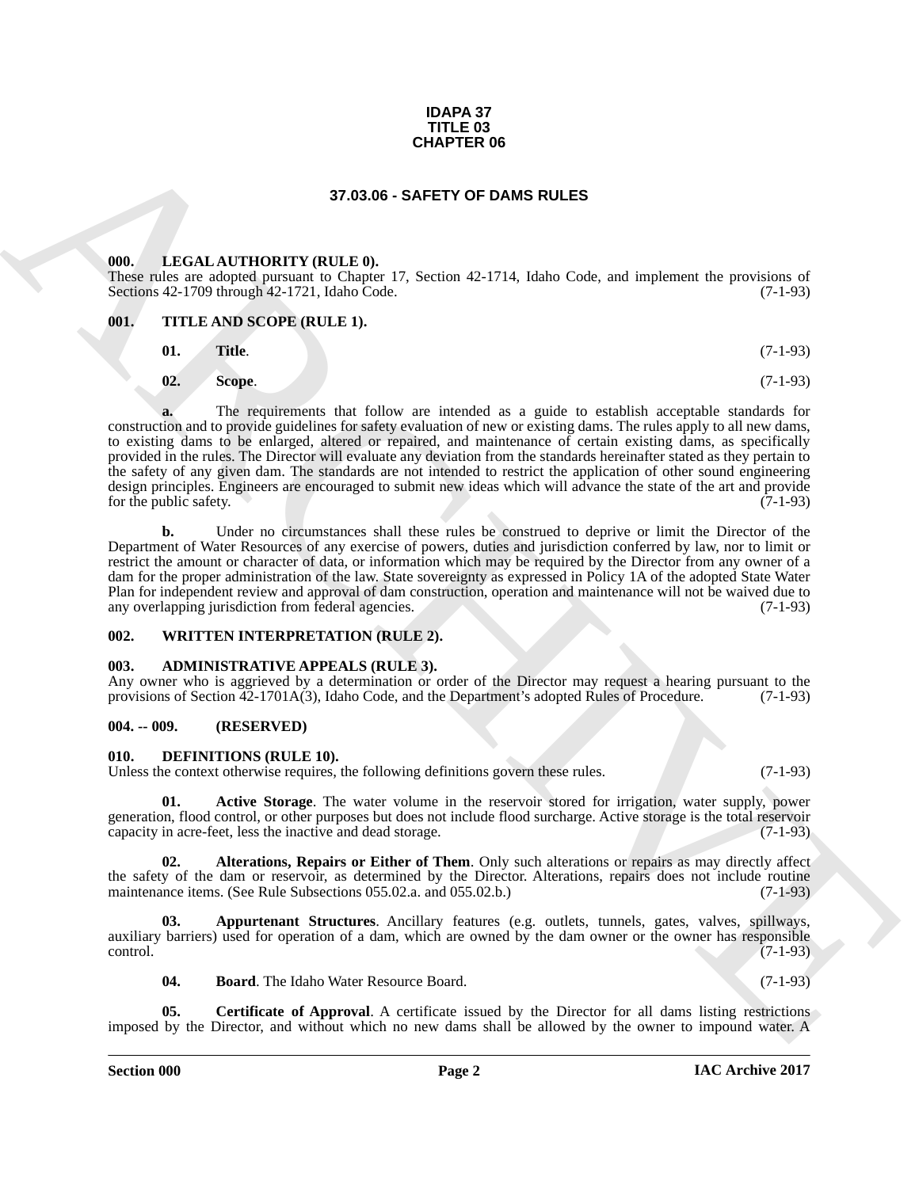**IDAPA 37**
**TITLE 03**
**CHAPTER 06**

# 37.03.06 - SAFETY OF DAMS RULES

## 000. LEGAL AUTHORITY (RULE 0).

These rules are adopted pursuant to Chapter 17, Section 42-1714, Idaho Code, and implement the provisions of Sections 42-1709 through 42-1721, Idaho Code. (7-1-93)

## 001. TITLE AND SCOPE (RULE 1).

**01. Title**. (7-1-93)

**02. Scope**. (7-1-93)

**a.** The requirements that follow are intended as a guide to establish acceptable standards for construction and to provide guidelines for safety evaluation of new or existing dams. The rules apply to all new dams, to existing dams to be enlarged, altered or repaired, and maintenance of certain existing dams, as specifically provided in the rules. The Director will evaluate any deviation from the standards hereinafter stated as they pertain to the safety of any given dam. The standards are not intended to restrict the application of other sound engineering design principles. Engineers are encouraged to submit new ideas which will advance the state of the art and provide for the public safety. (7-1-93)

**b.** Under no circumstances shall these rules be construed to deprive or limit the Director of the Department of Water Resources of any exercise of powers, duties and jurisdiction conferred by law, nor to limit or restrict the amount or character of data, or information which may be required by the Director from any owner of a dam for the proper administration of the law. State sovereignty as expressed in Policy 1A of the adopted State Water Plan for independent review and approval of dam construction, operation and maintenance will not be waived due to any overlapping jurisdiction from federal agencies. (7-1-93)

## 002. WRITTEN INTERPRETATION (RULE 2).

## 003. ADMINISTRATIVE APPEALS (RULE 3).

Any owner who is aggrieved by a determination or order of the Director may request a hearing pursuant to the provisions of Section 42-1701A(3), Idaho Code, and the Department's adopted Rules of Procedure. (7-1-93)

## 004. -- 009. (RESERVED)

## 010. DEFINITIONS (RULE 10).

Unless the context otherwise requires, the following definitions govern these rules. (7-1-93)

**01. Active Storage**. The water volume in the reservoir stored for irrigation, water supply, power generation, flood control, or other purposes but does not include flood surcharge. Active storage is the total reservoir capacity in acre-feet, less the inactive and dead storage. (7-1-93)

**02. Alterations, Repairs or Either of Them**. Only such alterations or repairs as may directly affect the safety of the dam or reservoir, as determined by the Director. Alterations, repairs does not include routine maintenance items. (See Rule Subsections 055.02.a. and 055.02.b.) (7-1-93)

**03. Appurtenant Structures**. Ancillary features (e.g. outlets, tunnels, gates, valves, spillways, auxiliary barriers) used for operation of a dam, which are owned by the dam owner or the owner has responsible control. (7-1-93)

**04. Board**. The Idaho Water Resource Board. (7-1-93)

**05. Certificate of Approval**. A certificate issued by the Director for all dams listing restrictions imposed by the Director, and without which no new dams shall be allowed by the owner to impound water. A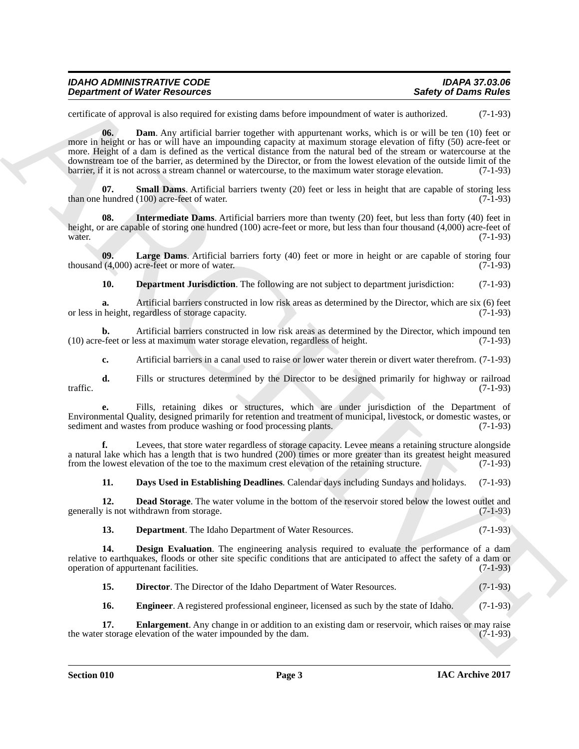certificate of approval is also required for existing dams before impoundment of water is authorized. (7-1-93)

**06. Dam**. Any artificial barrier together with appurtenant works, which is or will be ten (10) feet or more in height or has or will have an impounding capacity at maximum storage elevation of fifty (50) acre-feet or more. Height of a dam is defined as the vertical distance from the natural bed of the stream or watercourse at the downstream toe of the barrier, as determined by the Director, or from the lowest elevation of the outside limit of the barrier, if it is not across a stream channel or watercourse, to the maximum water storage elevation. (7-1-93)

**07. Small Dams**. Artificial barriers twenty (20) feet or less in height that are capable of storing less than one hundred (100) acre-feet of water. (7-1-93)

**08. Intermediate Dams**. Artificial barriers more than twenty (20) feet, but less than forty (40) feet in height, or are capable of storing one hundred (100) acre-feet or more, but less than four thousand (4,000) acre-feet of water. (7-1-93)

**09. Large Dams**. Artificial barriers forty (40) feet or more in height or are capable of storing four thousand (4,000) acre-feet or more of water. (7-1-93)

**10. Department Jurisdiction**. The following are not subject to department jurisdiction: (7-1-93)

**a.** Artificial barriers constructed in low risk areas as determined by the Director, which are six (6) feet or less in height, regardless of storage capacity. (7-1-93)

**b.** Artificial barriers constructed in low risk areas as determined by the Director, which impound ten (10) acre-feet or less at maximum water storage elevation, regardless of height. (7-1-93)

**c.** Artificial barriers in a canal used to raise or lower water therein or divert water therefrom. (7-1-93)

**d.** Fills or structures determined by the Director to be designed primarily for highway or railroad traffic. (7-1-93)

**e.** Fills, retaining dikes or structures, which are under jurisdiction of the Department of Environmental Quality, designed primarily for retention and treatment of municipal, livestock, or domestic wastes, or sediment and wastes from produce washing or food processing plants. (7-1-93)

**f.** Levees, that store water regardless of storage capacity. Levee means a retaining structure alongside a natural lake which has a length that is two hundred (200) times or more greater than its greatest height measured from the lowest elevation of the toe to the maximum crest elevation of the retaining structure. (7-1-93)

**11. Days Used in Establishing Deadlines**. Calendar days including Sundays and holidays. (7-1-93)

**12. Dead Storage**. The water volume in the bottom of the reservoir stored below the lowest outlet and generally is not withdrawn from storage. (7-1-93)

**13. Department**. The Idaho Department of Water Resources. (7-1-93)

**14. Design Evaluation**. The engineering analysis required to evaluate the performance of a dam relative to earthquakes, floods or other site specific conditions that are anticipated to affect the safety of a dam or operation of appurtenant facilities. (7-1-93)

**15. Director**. The Director of the Idaho Department of Water Resources. (7-1-93)

**16. Engineer**. A registered professional engineer, licensed as such by the state of Idaho. (7-1-93)

**17. Enlargement**. Any change in or addition to an existing dam or reservoir, which raises or may raise the water storage elevation of the water impounded by the dam. (7-1-93)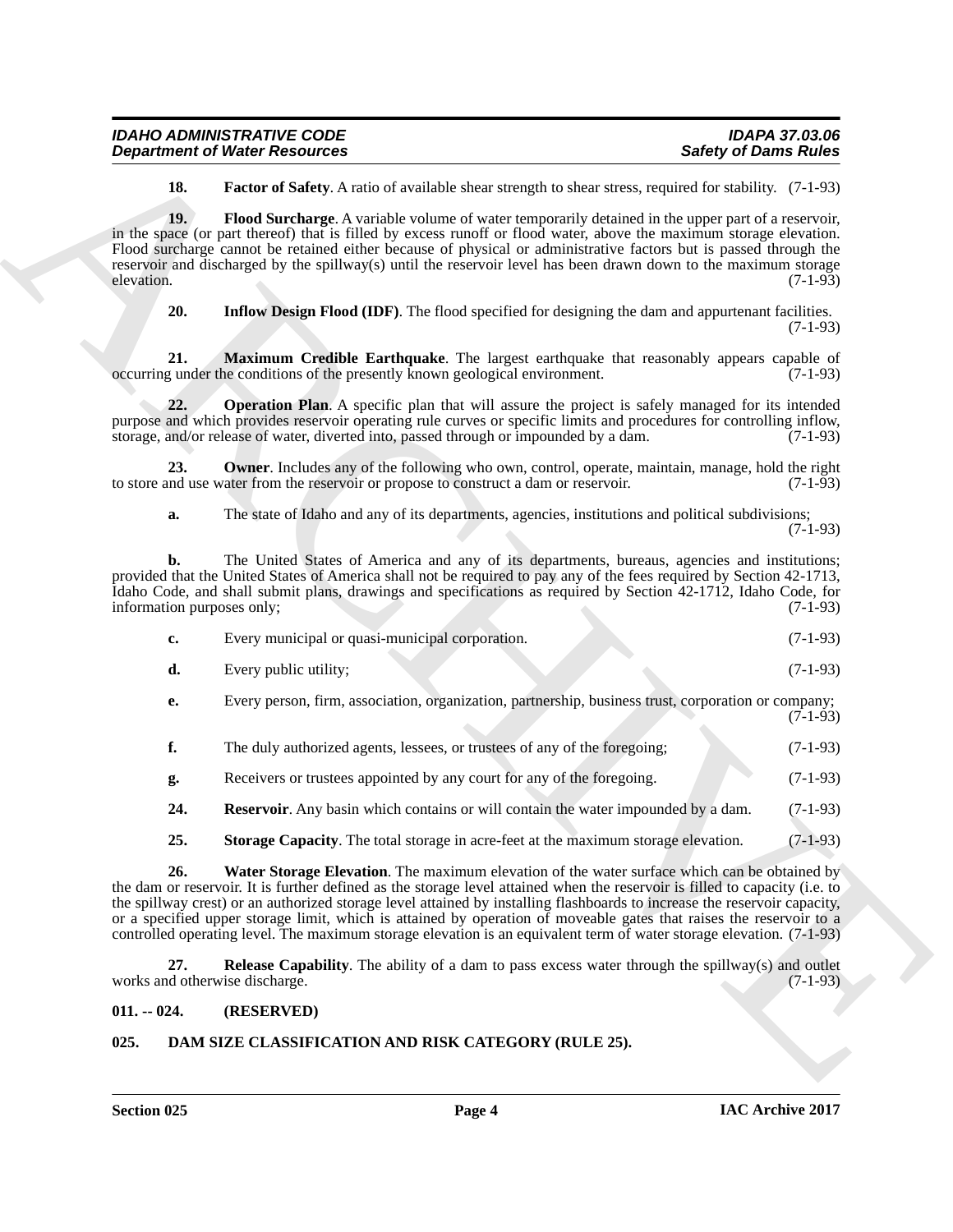**18. Factor of Safety**. A ratio of available shear strength to shear stress, required for stability. (7-1-93)

**19. Flood Surcharge**. A variable volume of water temporarily detained in the upper part of a reservoir, in the space (or part thereof) that is filled by excess runoff or flood water, above the maximum storage elevation. Flood surcharge cannot be retained either because of physical or administrative factors but is passed through the reservoir and discharged by the spillway(s) until the reservoir level has been drawn down to the maximum storage elevation. (7-1-93)

**20. Inflow Design Flood (IDF)**. The flood specified for designing the dam and appurtenant facilities. (7-1-93)

**21. Maximum Credible Earthquake**. The largest earthquake that reasonably appears capable of occurring under the conditions of the presently known geological environment. (7-1-93)

**22. Operation Plan**. A specific plan that will assure the project is safely managed for its intended purpose and which provides reservoir operating rule curves or specific limits and procedures for controlling inflow, storage, and/or release of water, diverted into, passed through or impounded by a dam. (7-1-93)

**23. Owner**. Includes any of the following who own, control, operate, maintain, manage, hold the right to store and use water from the reservoir or propose to construct a dam or reservoir. (7-1-93)

**a.** The state of Idaho and any of its departments, agencies, institutions and political subdivisions; (7-1-93)

**b.** The United States of America and any of its departments, bureaus, agencies and institutions; provided that the United States of America shall not be required to pay any of the fees required by Section 42-1713, Idaho Code, and shall submit plans, drawings and specifications as required by Section 42-1712, Idaho Code, for information purposes only; (7-1-93)

**c.** Every municipal or quasi-municipal corporation. (7-1-93)

**d.** Every public utility; (7-1-93)

**e.** Every person, firm, association, organization, partnership, business trust, corporation or company; (7-1-93)

**f.** The duly authorized agents, lessees, or trustees of any of the foregoing; (7-1-93)

**g.** Receivers or trustees appointed by any court for any of the foregoing. (7-1-93)

**24. Reservoir**. Any basin which contains or will contain the water impounded by a dam. (7-1-93)

**25. Storage Capacity**. The total storage in acre-feet at the maximum storage elevation. (7-1-93)

**26. Water Storage Elevation**. The maximum elevation of the water surface which can be obtained by the dam or reservoir. It is further defined as the storage level attained when the reservoir is filled to capacity (i.e. to the spillway crest) or an authorized storage level attained by installing flashboards to increase the reservoir capacity, or a specified upper storage limit, which is attained by operation of moveable gates that raises the reservoir to a controlled operating level. The maximum storage elevation is an equivalent term of water storage elevation. (7-1-93)

**27. Release Capability**. The ability of a dam to pass excess water through the spillway(s) and outlet works and otherwise discharge. (7-1-93)

## 011. -- 024. (RESERVED)

## 025. DAM SIZE CLASSIFICATION AND RISK CATEGORY (RULE 25).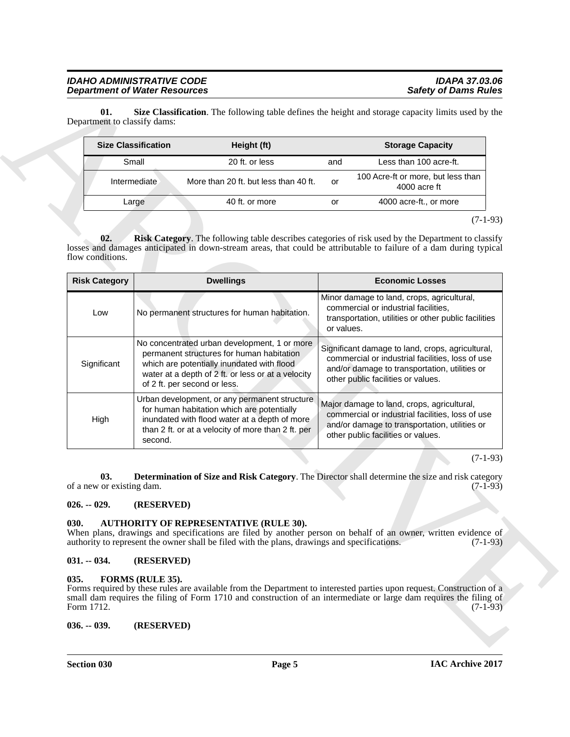**01. Size Classification**. The following table defines the height and storage capacity limits used by the Department to classify dams:

| Size Classification | Height (ft) | | Storage Capacity |
|---|---|---|---|
| Small | 20 ft. or less | and | Less than 100 acre-ft. |
| Intermediate | More than 20 ft. but less than 40 ft. | or | 100 Acre-ft or more, but less than 4000 acre ft |
| Large | 40 ft. or more | or | 4000 acre-ft., or more |

(7-1-93)

**02. Risk Category**. The following table describes categories of risk used by the Department to classify losses and damages anticipated in down-stream areas, that could be attributable to failure of a dam during typical flow conditions.

| Risk Category | Dwellings | Economic Losses |
|---|---|---|
| Low | No permanent structures for human habitation. | Minor damage to land, crops, agricultural, commercial or industrial facilities, transportation, utilities or other public facilities or values. |
| Significant | No concentrated urban development, 1 or more permanent structures for human habitation which are potentially inundated with flood water at a depth of 2 ft. or less or at a velocity of 2 ft. per second or less. | Significant damage to land, crops, agricultural, commercial or industrial facilities, loss of use and/or damage to transportation, utilities or other public facilities or values. |
| High | Urban development, or any permanent structure for human habitation which are potentially inundated with flood water at a depth of more than 2 ft. or at a velocity of more than 2 ft. per second. | Major damage to land, crops, agricultural, commercial or industrial facilities, loss of use and/or damage to transportation, utilities or other public facilities or values. |

(7-1-93)

**03. Determination of Size and Risk Category**. The Director shall determine the size and risk category of a new or existing dam. (7-1-93)

### 026. -- 029. (RESERVED)

### 030. AUTHORITY OF REPRESENTATIVE (RULE 30).

When plans, drawings and specifications are filed by another person on behalf of an owner, written evidence of authority to represent the owner shall be filed with the plans, drawings and specifications. (7-1-93)

### 031. -- 034. (RESERVED)

### 035. FORMS (RULE 35).

Forms required by these rules are available from the Department to interested parties upon request. Construction of a small dam requires the filing of Form 1710 and construction of an intermediate or large dam requires the filing of Form 1712. (7-1-93)

### 036. -- 039. (RESERVED)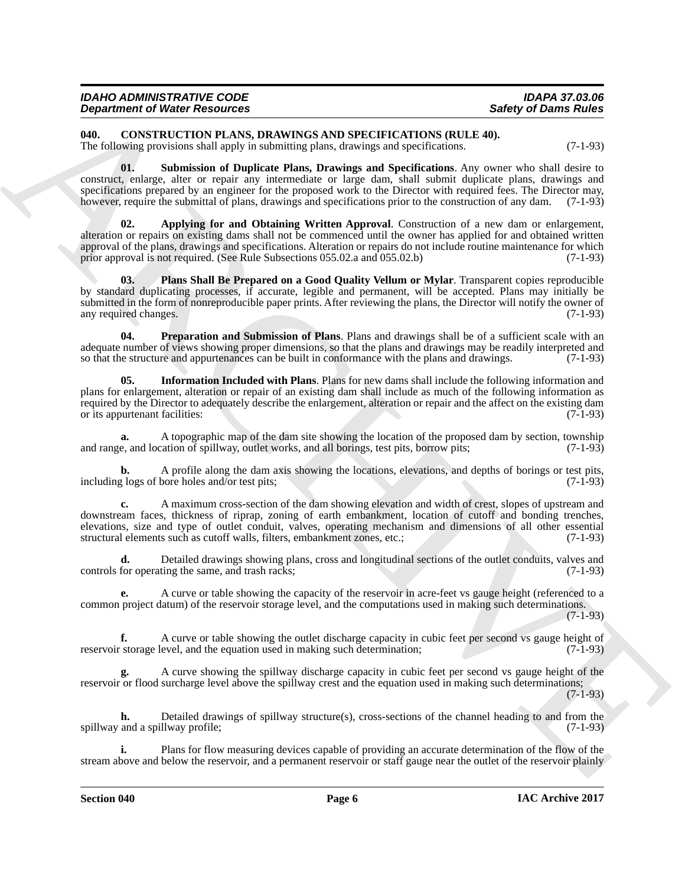**040. CONSTRUCTION PLANS, DRAWINGS AND SPECIFICATIONS (RULE 40).**
The following provisions shall apply in submitting plans, drawings and specifications. (7-1-93)

**01. Submission of Duplicate Plans, Drawings and Specifications**. Any owner who shall desire to construct, enlarge, alter or repair any intermediate or large dam, shall submit duplicate plans, drawings and specifications prepared by an engineer for the proposed work to the Director with required fees. The Director may, however, require the submittal of plans, drawings and specifications prior to the construction of any dam. (7-1-93)

**02. Applying for and Obtaining Written Approval**. Construction of a new dam or enlargement, alteration or repairs on existing dams shall not be commenced until the owner has applied for and obtained written approval of the plans, drawings and specifications. Alteration or repairs do not include routine maintenance for which prior approval is not required. (See Rule Subsections 055.02.a and 055.02.b) (7-1-93)

**03. Plans Shall Be Prepared on a Good Quality Vellum or Mylar**. Transparent copies reproducible by standard duplicating processes, if accurate, legible and permanent, will be accepted. Plans may initially be submitted in the form of nonreproducible paper prints. After reviewing the plans, the Director will notify the owner of any required changes. (7-1-93)

**04. Preparation and Submission of Plans**. Plans and drawings shall be of a sufficient scale with an adequate number of views showing proper dimensions, so that the plans and drawings may be readily interpreted and so that the structure and appurtenances can be built in conformance with the plans and drawings. (7-1-93)

**05. Information Included with Plans**. Plans for new dams shall include the following information and plans for enlargement, alteration or repair of an existing dam shall include as much of the following information as required by the Director to adequately describe the enlargement, alteration or repair and the affect on the existing dam or its appurtenant facilities: (7-1-93)

**a.** A topographic map of the dam site showing the location of the proposed dam by section, township and range, and location of spillway, outlet works, and all borings, test pits, borrow pits; (7-1-93)

**b.** A profile along the dam axis showing the locations, elevations, and depths of borings or test pits, including logs of bore holes and/or test pits; (7-1-93)

**c.** A maximum cross-section of the dam showing elevation and width of crest, slopes of upstream and downstream faces, thickness of riprap, zoning of earth embankment, location of cutoff and bonding trenches, elevations, size and type of outlet conduit, valves, operating mechanism and dimensions of all other essential structural elements such as cutoff walls, filters, embankment zones, etc.; (7-1-93)

**d.** Detailed drawings showing plans, cross and longitudinal sections of the outlet conduits, valves and controls for operating the same, and trash racks; (7-1-93)

**e.** A curve or table showing the capacity of the reservoir in acre-feet vs gauge height (referenced to a common project datum) of the reservoir storage level, and the computations used in making such determinations. (7-1-93)

**f.** A curve or table showing the outlet discharge capacity in cubic feet per second vs gauge height of reservoir storage level, and the equation used in making such determination; (7-1-93)

**g.** A curve showing the spillway discharge capacity in cubic feet per second vs gauge height of the reservoir or flood surcharge level above the spillway crest and the equation used in making such determinations; (7-1-93)

**h.** Detailed drawings of spillway structure(s), cross-sections of the channel heading to and from the spillway and a spillway profile; (7-1-93)

**i.** Plans for flow measuring devices capable of providing an accurate determination of the flow of the stream above and below the reservoir, and a permanent reservoir or staff gauge near the outlet of the reservoir plainly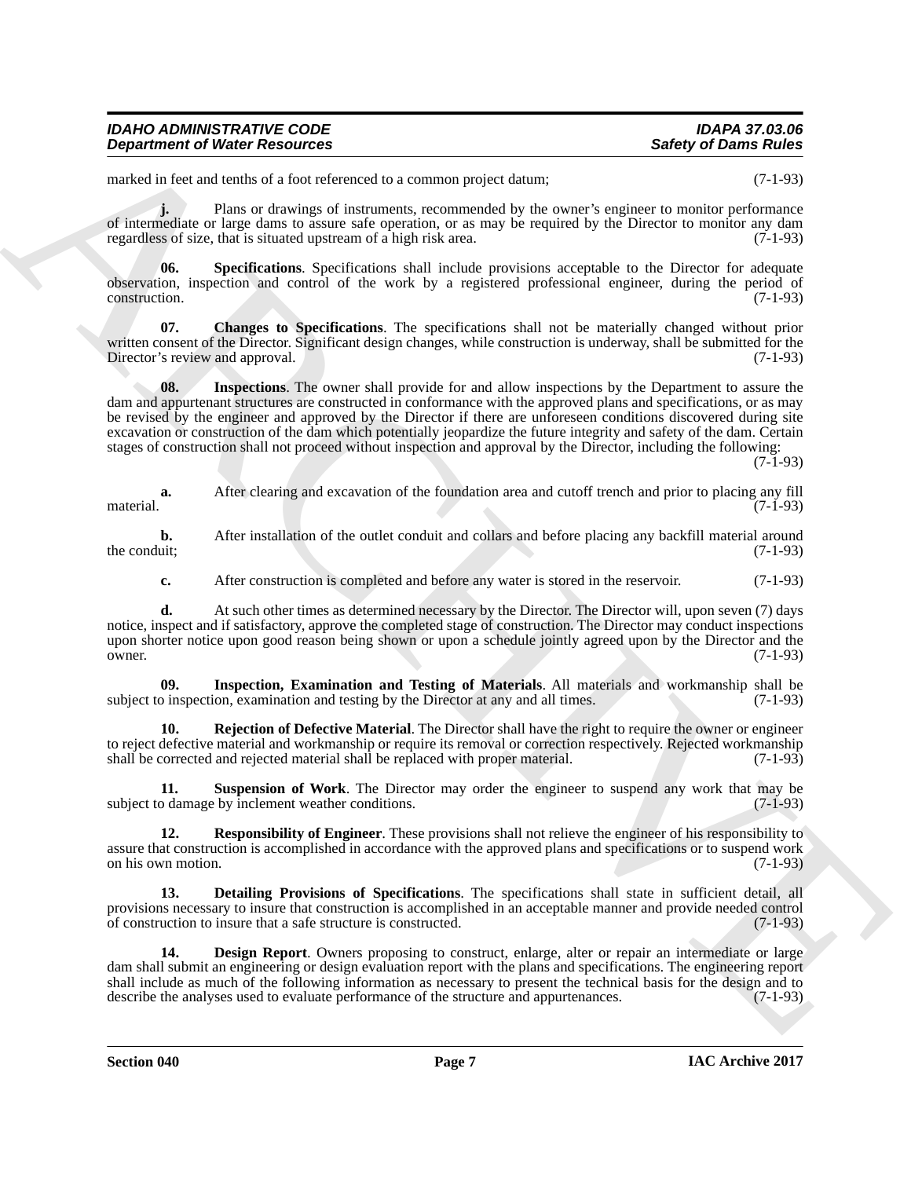marked in feet and tenths of a foot referenced to a common project datum; (7-1-93)

**j.** Plans or drawings of instruments, recommended by the owner's engineer to monitor performance of intermediate or large dams to assure safe operation, or as may be required by the Director to monitor any dam regardless of size, that is situated upstream of a high risk area. (7-1-93)

**06. Specifications**. Specifications shall include provisions acceptable to the Director for adequate observation, inspection and control of the work by a registered professional engineer, during the period of construction. (7-1-93)

**07. Changes to Specifications**. The specifications shall not be materially changed without prior written consent of the Director. Significant design changes, while construction is underway, shall be submitted for the Director's review and approval. (7-1-93)

**08. Inspections**. The owner shall provide for and allow inspections by the Department to assure the dam and appurtenant structures are constructed in conformance with the approved plans and specifications, or as may be revised by the engineer and approved by the Director if there are unforeseen conditions discovered during site excavation or construction of the dam which potentially jeopardize the future integrity and safety of the dam. Certain stages of construction shall not proceed without inspection and approval by the Director, including the following: (7-1-93)

**a.** After clearing and excavation of the foundation area and cutoff trench and prior to placing any fill material. (7-1-93)

**b.** After installation of the outlet conduit and collars and before placing any backfill material around the conduit; (7-1-93)

**c.** After construction is completed and before any water is stored in the reservoir. (7-1-93)

**d.** At such other times as determined necessary by the Director. The Director will, upon seven (7) days notice, inspect and if satisfactory, approve the completed stage of construction. The Director may conduct inspections upon shorter notice upon good reason being shown or upon a schedule jointly agreed upon by the Director and the owner. (7-1-93)

**09. Inspection, Examination and Testing of Materials**. All materials and workmanship shall be subject to inspection, examination and testing by the Director at any and all times. (7-1-93)

**10. Rejection of Defective Material**. The Director shall have the right to require the owner or engineer to reject defective material and workmanship or require its removal or correction respectively. Rejected workmanship shall be corrected and rejected material shall be replaced with proper material. (7-1-93)

**11. Suspension of Work**. The Director may order the engineer to suspend any work that may be subject to damage by inclement weather conditions. (7-1-93)

**12. Responsibility of Engineer**. These provisions shall not relieve the engineer of his responsibility to assure that construction is accomplished in accordance with the approved plans and specifications or to suspend work on his own motion. (7-1-93)

**13. Detailing Provisions of Specifications**. The specifications shall state in sufficient detail, all provisions necessary to insure that construction is accomplished in an acceptable manner and provide needed control of construction to insure that a safe structure is constructed. (7-1-93)

**14. Design Report**. Owners proposing to construct, enlarge, alter or repair an intermediate or large dam shall submit an engineering or design evaluation report with the plans and specifications. The engineering report shall include as much of the following information as necessary to present the technical basis for the design and to describe the analyses used to evaluate performance of the structure and appurtenances. (7-1-93)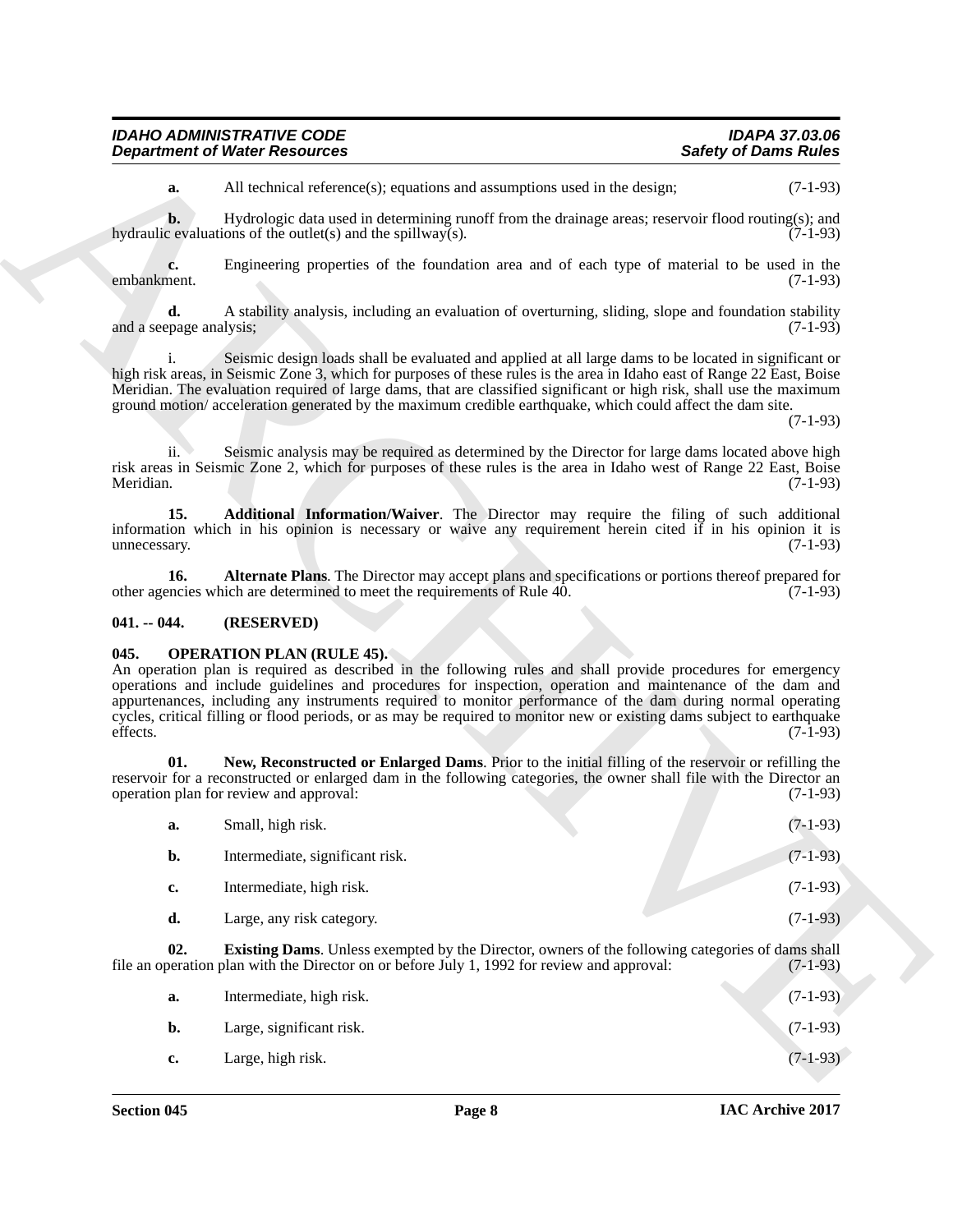**a.** All technical reference(s); equations and assumptions used in the design; (7-1-93)

**b.** Hydrologic data used in determining runoff from the drainage areas; reservoir flood routing(s); and hydraulic evaluations of the outlet(s) and the spillway(s). (7-1-93)

**c.** Engineering properties of the foundation area and of each type of material to be used in the embankment. (7-1-93)

**d.** A stability analysis, including an evaluation of overturning, sliding, slope and foundation stability and a seepage analysis; (7-1-93)

i. Seismic design loads shall be evaluated and applied at all large dams to be located in significant or high risk areas, in Seismic Zone 3, which for purposes of these rules is the area in Idaho east of Range 22 East, Boise Meridian. The evaluation required of large dams, that are classified significant or high risk, shall use the maximum ground motion/ acceleration generated by the maximum credible earthquake, which could affect the dam site. (7-1-93)

ii. Seismic analysis may be required as determined by the Director for large dams located above high risk areas in Seismic Zone 2, which for purposes of these rules is the area in Idaho west of Range 22 East, Boise Meridian. (7-1-93)

**15. Additional Information/Waiver**. The Director may require the filing of such additional information which in his opinion is necessary or waive any requirement herein cited if in his opinion it is unnecessary. (7-1-93)

**16. Alternate Plans**. The Director may accept plans and specifications or portions thereof prepared for other agencies which are determined to meet the requirements of Rule 40. (7-1-93)

## 041. -- 044. (RESERVED)

## 045. OPERATION PLAN (RULE 45).

An operation plan is required as described in the following rules and shall provide procedures for emergency operations and include guidelines and procedures for inspection, operation and maintenance of the dam and appurtenances, including any instruments required to monitor performance of the dam during normal operating cycles, critical filling or flood periods, or as may be required to monitor new or existing dams subject to earthquake effects. (7-1-93)

**01. New, Reconstructed or Enlarged Dams**. Prior to the initial filling of the reservoir or refilling the reservoir for a reconstructed or enlarged dam in the following categories, the owner shall file with the Director an operation plan for review and approval: (7-1-93)

**a.** Small, high risk. (7-1-93)

**b.** Intermediate, significant risk. (7-1-93)

**c.** Intermediate, high risk. (7-1-93)

**d.** Large, any risk category. (7-1-93)

**02. Existing Dams**. Unless exempted by the Director, owners of the following categories of dams shall file an operation plan with the Director on or before July 1, 1992 for review and approval: (7-1-93)

**a.** Intermediate, high risk. (7-1-93)

**b.** Large, significant risk. (7-1-93)

**c.** Large, high risk. (7-1-93)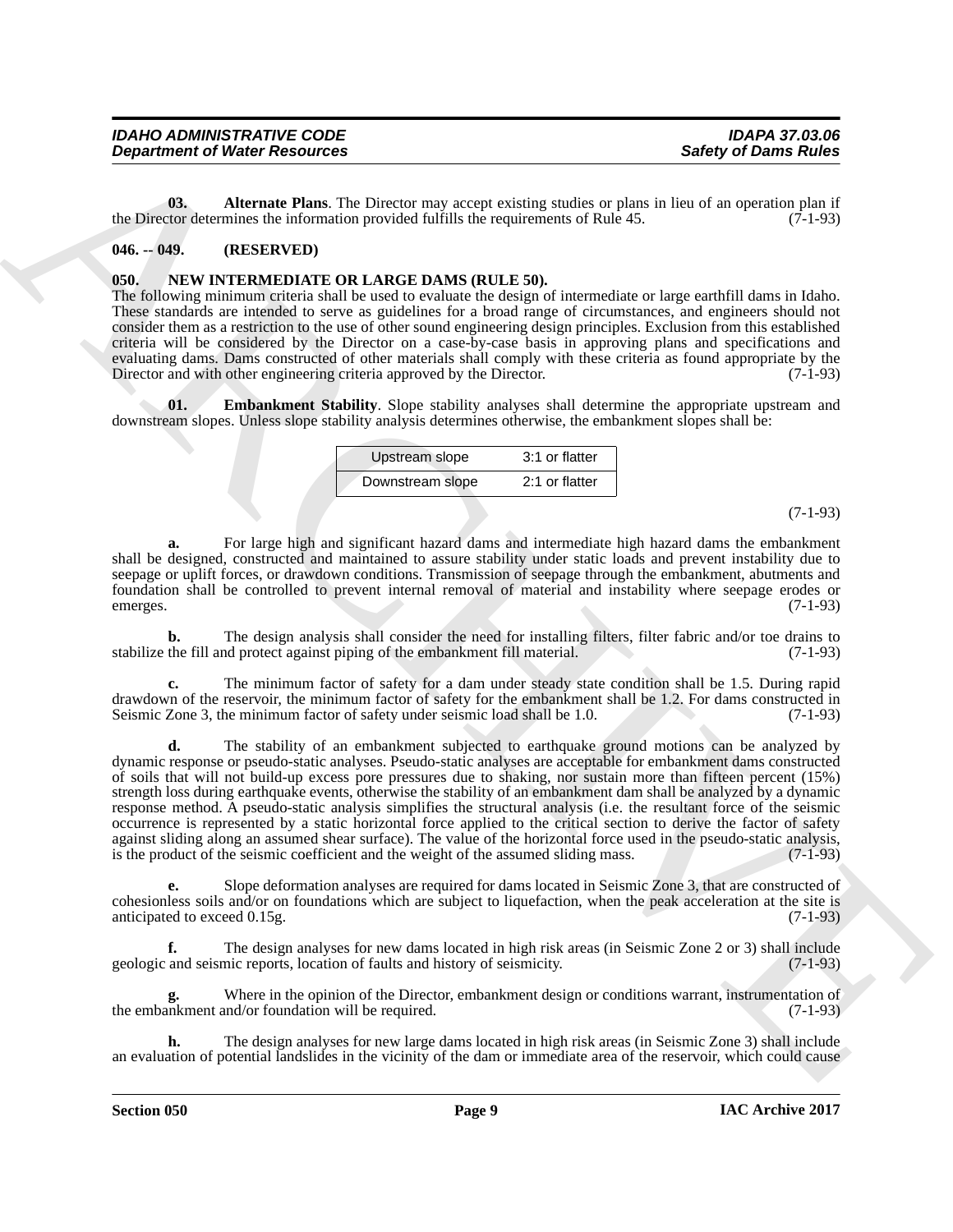**03. Alternate Plans**. The Director may accept existing studies or plans in lieu of an operation plan if the Director determines the information provided fulfills the requirements of Rule 45. (7-1-93)

## 046. -- 049. (RESERVED)

## 050. NEW INTERMEDIATE OR LARGE DAMS (RULE 50).

The following minimum criteria shall be used to evaluate the design of intermediate or large earthfill dams in Idaho. These standards are intended to serve as guidelines for a broad range of circumstances, and engineers should not consider them as a restriction to the use of other sound engineering design principles. Exclusion from this established criteria will be considered by the Director on a case-by-case basis in approving plans and specifications and evaluating dams. Dams constructed of other materials shall comply with these criteria as found appropriate by the Director and with other engineering criteria approved by the Director. (7-1-93)

**01. Embankment Stability**. Slope stability analyses shall determine the appropriate upstream and downstream slopes. Unless slope stability analysis determines otherwise, the embankment slopes shall be:

| Upstream slope | 3:1 or flatter |
|---|---|
| Downstream slope | 2:1 or flatter |

(7-1-93)

**a.** For large high and significant hazard dams and intermediate high hazard dams the embankment shall be designed, constructed and maintained to assure stability under static loads and prevent instability due to seepage or uplift forces, or drawdown conditions. Transmission of seepage through the embankment, abutments and foundation shall be controlled to prevent internal removal of material and instability where seepage erodes or emerges. (7-1-93)

**b.** The design analysis shall consider the need for installing filters, filter fabric and/or toe drains to stabilize the fill and protect against piping of the embankment fill material. (7-1-93)

**c.** The minimum factor of safety for a dam under steady state condition shall be 1.5. During rapid drawdown of the reservoir, the minimum factor of safety for the embankment shall be 1.2. For dams constructed in Seismic Zone 3, the minimum factor of safety under seismic load shall be 1.0. (7-1-93)

**d.** The stability of an embankment subjected to earthquake ground motions can be analyzed by dynamic response or pseudo-static analyses. Pseudo-static analyses are acceptable for embankment dams constructed of soils that will not build-up excess pore pressures due to shaking, nor sustain more than fifteen percent (15%) strength loss during earthquake events, otherwise the stability of an embankment dam shall be analyzed by a dynamic response method. A pseudo-static analysis simplifies the structural analysis (i.e. the resultant force of the seismic occurrence is represented by a static horizontal force applied to the critical section to derive the factor of safety against sliding along an assumed shear surface). The value of the horizontal force used in the pseudo-static analysis, is the product of the seismic coefficient and the weight of the assumed sliding mass. (7-1-93)

**e.** Slope deformation analyses are required for dams located in Seismic Zone 3, that are constructed of cohesionless soils and/or on foundations which are subject to liquefaction, when the peak acceleration at the site is anticipated to exceed 0.15g. (7-1-93)

**f.** The design analyses for new dams located in high risk areas (in Seismic Zone 2 or 3) shall include geologic and seismic reports, location of faults and history of seismicity. (7-1-93)

**g.** Where in the opinion of the Director, embankment design or conditions warrant, instrumentation of the embankment and/or foundation will be required. (7-1-93)

**h.** The design analyses for new large dams located in high risk areas (in Seismic Zone 3) shall include an evaluation of potential landslides in the vicinity of the dam or immediate area of the reservoir, which could cause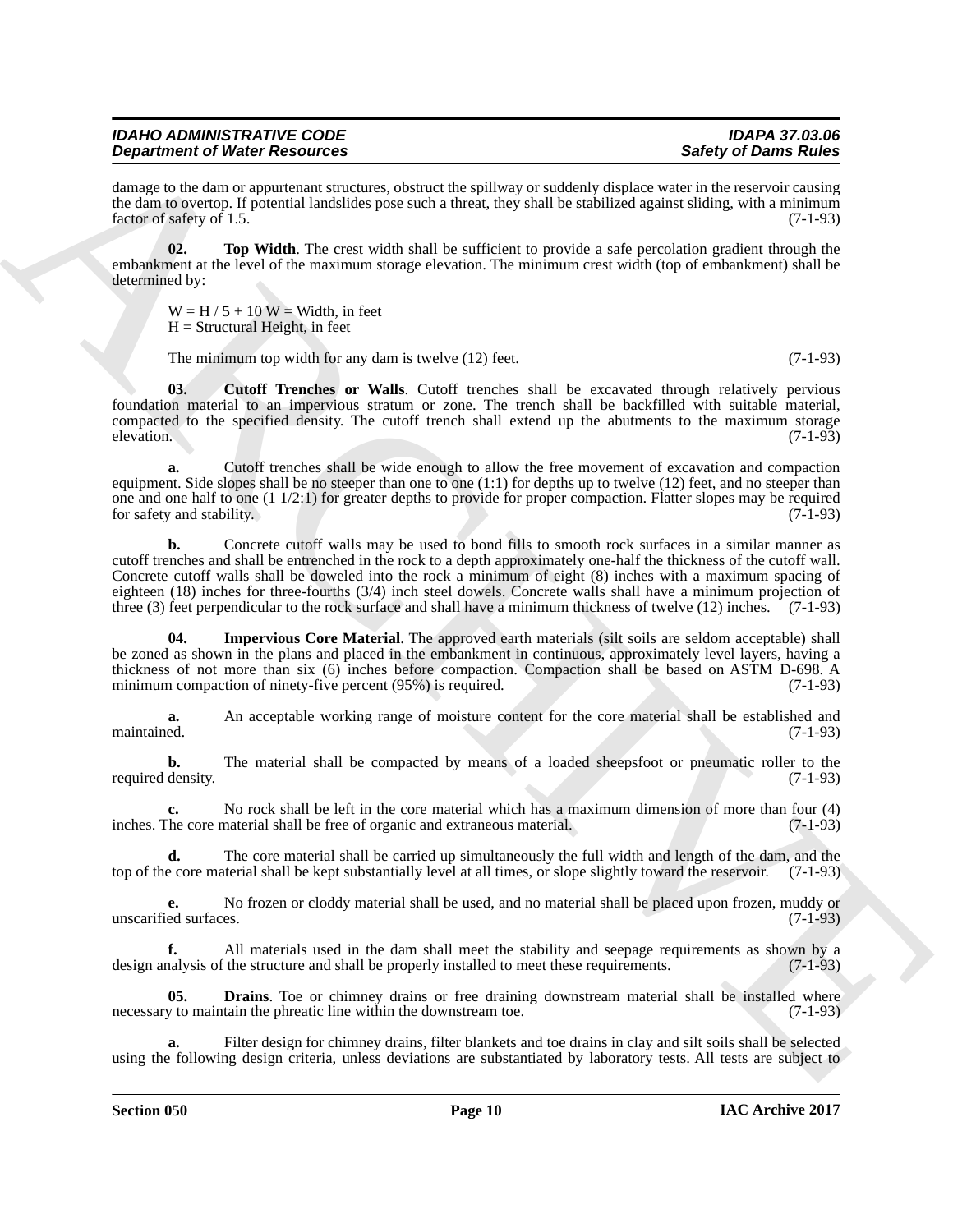damage to the dam or appurtenant structures, obstruct the spillway or suddenly displace water in the reservoir causing the dam to overtop. If potential landslides pose such a threat, they shall be stabilized against sliding, with a minimum factor of safety of 1.5. (7-1-93)

**02. Top Width**. The crest width shall be sufficient to provide a safe percolation gradient through the embankment at the level of the maximum storage elevation. The minimum crest width (top of embankment) shall be determined by:

$W = H / 5 + 10$ W = Width, in feet
H = Structural Height, in feet

The minimum top width for any dam is twelve (12) feet. (7-1-93)

**03. Cutoff Trenches or Walls**. Cutoff trenches shall be excavated through relatively pervious foundation material to an impervious stratum or zone. The trench shall be backfilled with suitable material, compacted to the specified density. The cutoff trench shall extend up the abutments to the maximum storage elevation. (7-1-93)

**a.** Cutoff trenches shall be wide enough to allow the free movement of excavation and compaction equipment. Side slopes shall be no steeper than one to one (1:1) for depths up to twelve (12) feet, and no steeper than one and one half to one (1 1/2:1) for greater depths to provide for proper compaction. Flatter slopes may be required for safety and stability. (7-1-93)

**b.** Concrete cutoff walls may be used to bond fills to smooth rock surfaces in a similar manner as cutoff trenches and shall be entrenched in the rock to a depth approximately one-half the thickness of the cutoff wall. Concrete cutoff walls shall be doweled into the rock a minimum of eight (8) inches with a maximum spacing of eighteen (18) inches for three-fourths (3/4) inch steel dowels. Concrete walls shall have a minimum projection of three (3) feet perpendicular to the rock surface and shall have a minimum thickness of twelve (12) inches. (7-1-93)

**04. Impervious Core Material**. The approved earth materials (silt soils are seldom acceptable) shall be zoned as shown in the plans and placed in the embankment in continuous, approximately level layers, having a thickness of not more than six (6) inches before compaction. Compaction shall be based on ASTM D-698. A minimum compaction of ninety-five percent (95%) is required. (7-1-93)

**a.** An acceptable working range of moisture content for the core material shall be established and maintained. (7-1-93)

**b.** The material shall be compacted by means of a loaded sheepsfoot or pneumatic roller to the required density. (7-1-93)

**c.** No rock shall be left in the core material which has a maximum dimension of more than four (4) inches. The core material shall be free of organic and extraneous material. (7-1-93)

**d.** The core material shall be carried up simultaneously the full width and length of the dam, and the top of the core material shall be kept substantially level at all times, or slope slightly toward the reservoir. (7-1-93)

**e.** No frozen or cloddy material shall be used, and no material shall be placed upon frozen, muddy or unscarified surfaces. (7-1-93)

**f.** All materials used in the dam shall meet the stability and seepage requirements as shown by a design analysis of the structure and shall be properly installed to meet these requirements. (7-1-93)

**05. Drains**. Toe or chimney drains or free draining downstream material shall be installed where necessary to maintain the phreatic line within the downstream toe. (7-1-93)

**a.** Filter design for chimney drains, filter blankets and toe drains in clay and silt soils shall be selected using the following design criteria, unless deviations are substantiated by laboratory tests. All tests are subject to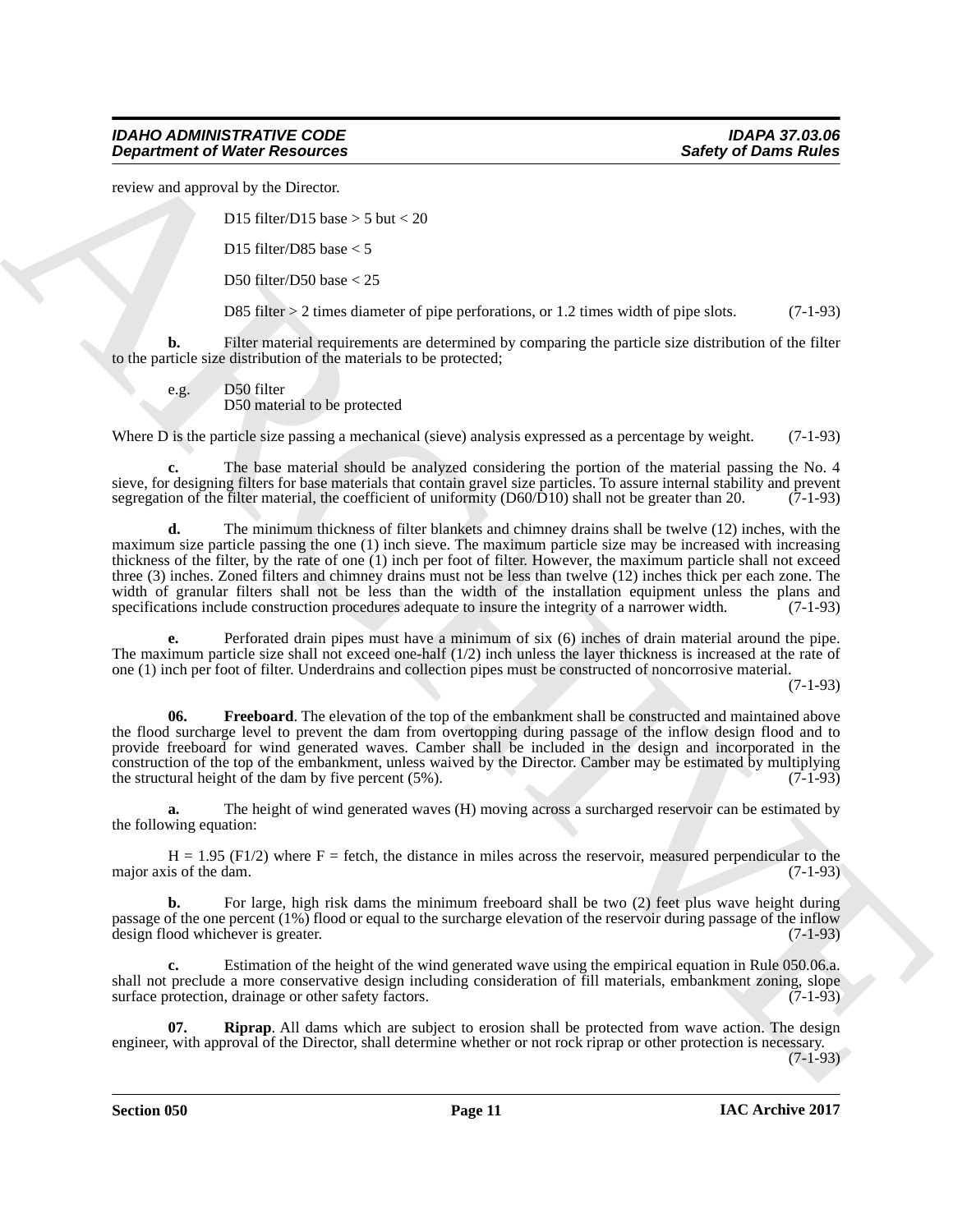review and approval by the Director.

D15 filter/D15 base > 5 but < 20

D15 filter/D85 base < 5

D50 filter/D50 base < 25

D85 filter > 2 times diameter of pipe perforations, or 1.2 times width of pipe slots. (7-1-93)

**b.** Filter material requirements are determined by comparing the particle size distribution of the filter to the particle size distribution of the materials to be protected;

e.g. D50 filter
D50 material to be protected

Where D is the particle size passing a mechanical (sieve) analysis expressed as a percentage by weight. (7-1-93)

**c.** The base material should be analyzed considering the portion of the material passing the No. 4 sieve, for designing filters for base materials that contain gravel size particles. To assure internal stability and prevent segregation of the filter material, the coefficient of uniformity (D60/D10) shall not be greater than 20. (7-1-93)

**d.** The minimum thickness of filter blankets and chimney drains shall be twelve (12) inches, with the maximum size particle passing the one (1) inch sieve. The maximum particle size may be increased with increasing thickness of the filter, by the rate of one (1) inch per foot of filter. However, the maximum particle shall not exceed three (3) inches. Zoned filters and chimney drains must not be less than twelve (12) inches thick per each zone. The width of granular filters shall not be less than the width of the installation equipment unless the plans and specifications include construction procedures adequate to insure the integrity of a narrower width. (7-1-93)

**e.** Perforated drain pipes must have a minimum of six (6) inches of drain material around the pipe. The maximum particle size shall not exceed one-half (1/2) inch unless the layer thickness is increased at the rate of one (1) inch per foot of filter. Underdrains and collection pipes must be constructed of noncorrosive material. (7-1-93)

**06. Freeboard**. The elevation of the top of the embankment shall be constructed and maintained above the flood surcharge level to prevent the dam from overtopping during passage of the inflow design flood and to provide freeboard for wind generated waves. Camber shall be included in the design and incorporated in the construction of the top of the embankment, unless waived by the Director. Camber may be estimated by multiplying the structural height of the dam by five percent (5%). (7-1-93)

**a.** The height of wind generated waves (H) moving across a surcharged reservoir can be estimated by the following equation:

H = 1.95 (F1/2) where F = fetch, the distance in miles across the reservoir, measured perpendicular to the major axis of the dam. (7-1-93)

**b.** For large, high risk dams the minimum freeboard shall be two (2) feet plus wave height during passage of the one percent (1%) flood or equal to the surcharge elevation of the reservoir during passage of the inflow design flood whichever is greater. (7-1-93)

**c.** Estimation of the height of the wind generated wave using the empirical equation in Rule 050.06.a. shall not preclude a more conservative design including consideration of fill materials, embankment zoning, slope surface protection, drainage or other safety factors. (7-1-93)

**07. Riprap**. All dams which are subject to erosion shall be protected from wave action. The design engineer, with approval of the Director, shall determine whether or not rock riprap or other protection is necessary. (7-1-93)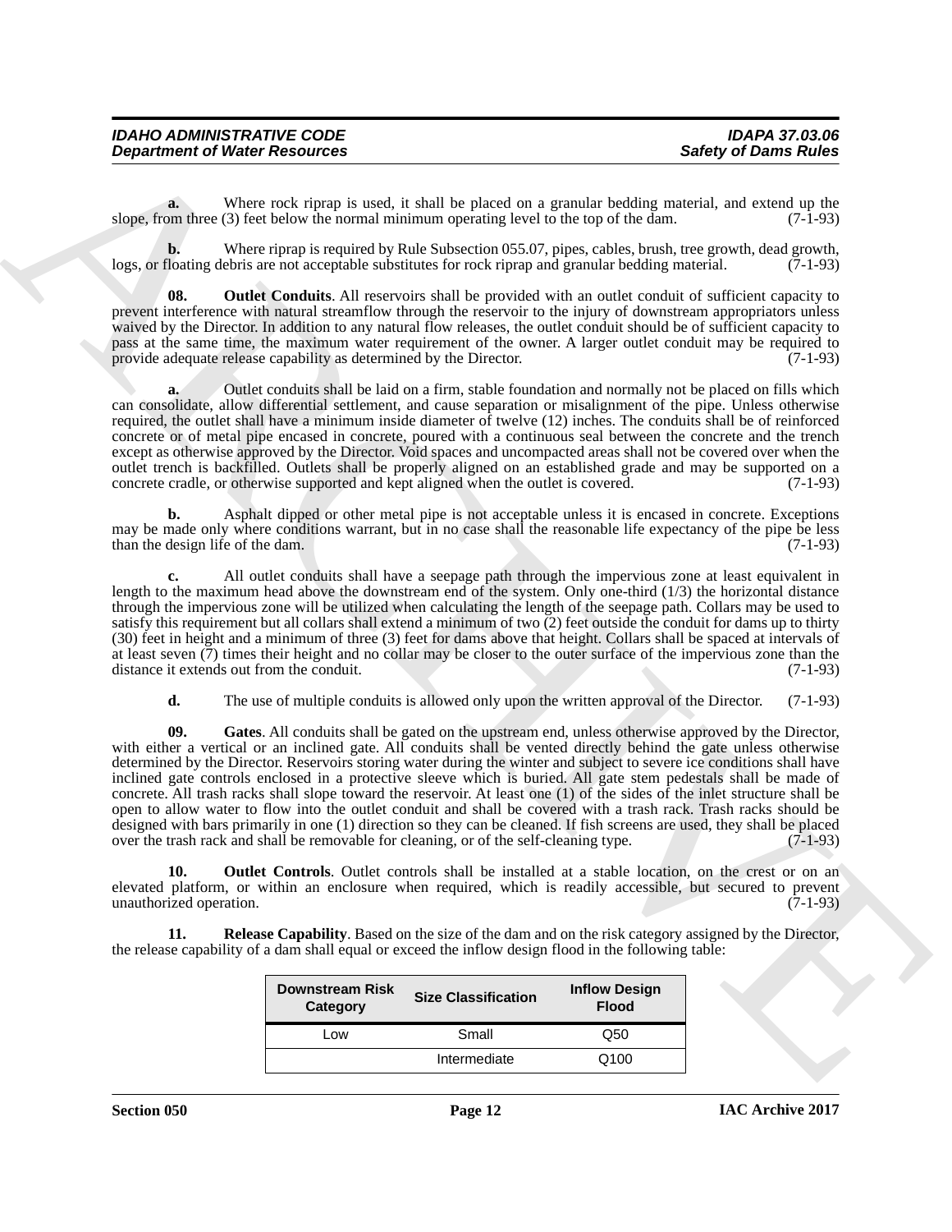**a.** Where rock riprap is used, it shall be placed on a granular bedding material, and extend up the slope, from three (3) feet below the normal minimum operating level to the top of the dam. (7-1-93)

**b.** Where riprap is required by Rule Subsection 055.07, pipes, cables, brush, tree growth, dead growth, logs, or floating debris are not acceptable substitutes for rock riprap and granular bedding material. (7-1-93)

**08. Outlet Conduits**. All reservoirs shall be provided with an outlet conduit of sufficient capacity to prevent interference with natural streamflow through the reservoir to the injury of downstream appropriators unless waived by the Director. In addition to any natural flow releases, the outlet conduit should be of sufficient capacity to pass at the same time, the maximum water requirement of the owner. A larger outlet conduit may be required to provide adequate release capability as determined by the Director. (7-1-93)

**a.** Outlet conduits shall be laid on a firm, stable foundation and normally not be placed on fills which can consolidate, allow differential settlement, and cause separation or misalignment of the pipe. Unless otherwise required, the outlet shall have a minimum inside diameter of twelve (12) inches. The conduits shall be of reinforced concrete or of metal pipe encased in concrete, poured with a continuous seal between the concrete and the trench except as otherwise approved by the Director. Void spaces and uncompacted areas shall not be covered over when the outlet trench is backfilled. Outlets shall be properly aligned on an established grade and may be supported on a concrete cradle, or otherwise supported and kept aligned when the outlet is covered. (7-1-93)

**b.** Asphalt dipped or other metal pipe is not acceptable unless it is encased in concrete. Exceptions may be made only where conditions warrant, but in no case shall the reasonable life expectancy of the pipe be less than the design life of the dam. (7-1-93)

**c.** All outlet conduits shall have a seepage path through the impervious zone at least equivalent in length to the maximum head above the downstream end of the system. Only one-third (1/3) the horizontal distance through the impervious zone will be utilized when calculating the length of the seepage path. Collars may be used to satisfy this requirement but all collars shall extend a minimum of two (2) feet outside the conduit for dams up to thirty (30) feet in height and a minimum of three (3) feet for dams above that height. Collars shall be spaced at intervals of at least seven (7) times their height and no collar may be closer to the outer surface of the impervious zone than the distance it extends out from the conduit. (7-1-93)

**d.** The use of multiple conduits is allowed only upon the written approval of the Director. (7-1-93)

**09. Gates**. All conduits shall be gated on the upstream end, unless otherwise approved by the Director, with either a vertical or an inclined gate. All conduits shall be vented directly behind the gate unless otherwise determined by the Director. Reservoirs storing water during the winter and subject to severe ice conditions shall have inclined gate controls enclosed in a protective sleeve which is buried. All gate stem pedestals shall be made of concrete. All trash racks shall slope toward the reservoir. At least one (1) of the sides of the inlet structure shall be open to allow water to flow into the outlet conduit and shall be covered with a trash rack. Trash racks should be designed with bars primarily in one (1) direction so they can be cleaned. If fish screens are used, they shall be placed over the trash rack and shall be removable for cleaning, or of the self-cleaning type. (7-1-93)

**10. Outlet Controls**. Outlet controls shall be installed at a stable location, on the crest or on an elevated platform, or within an enclosure when required, which is readily accessible, but secured to prevent unauthorized operation. (7-1-93)

**11. Release Capability**. Based on the size of the dam and on the risk category assigned by the Director, the release capability of a dam shall equal or exceed the inflow design flood in the following table:

| Downstream Risk Category | Size Classification | Inflow Design Flood |
|---|---|---|
| Low | Small | Q50 |
| | Intermediate | Q100 |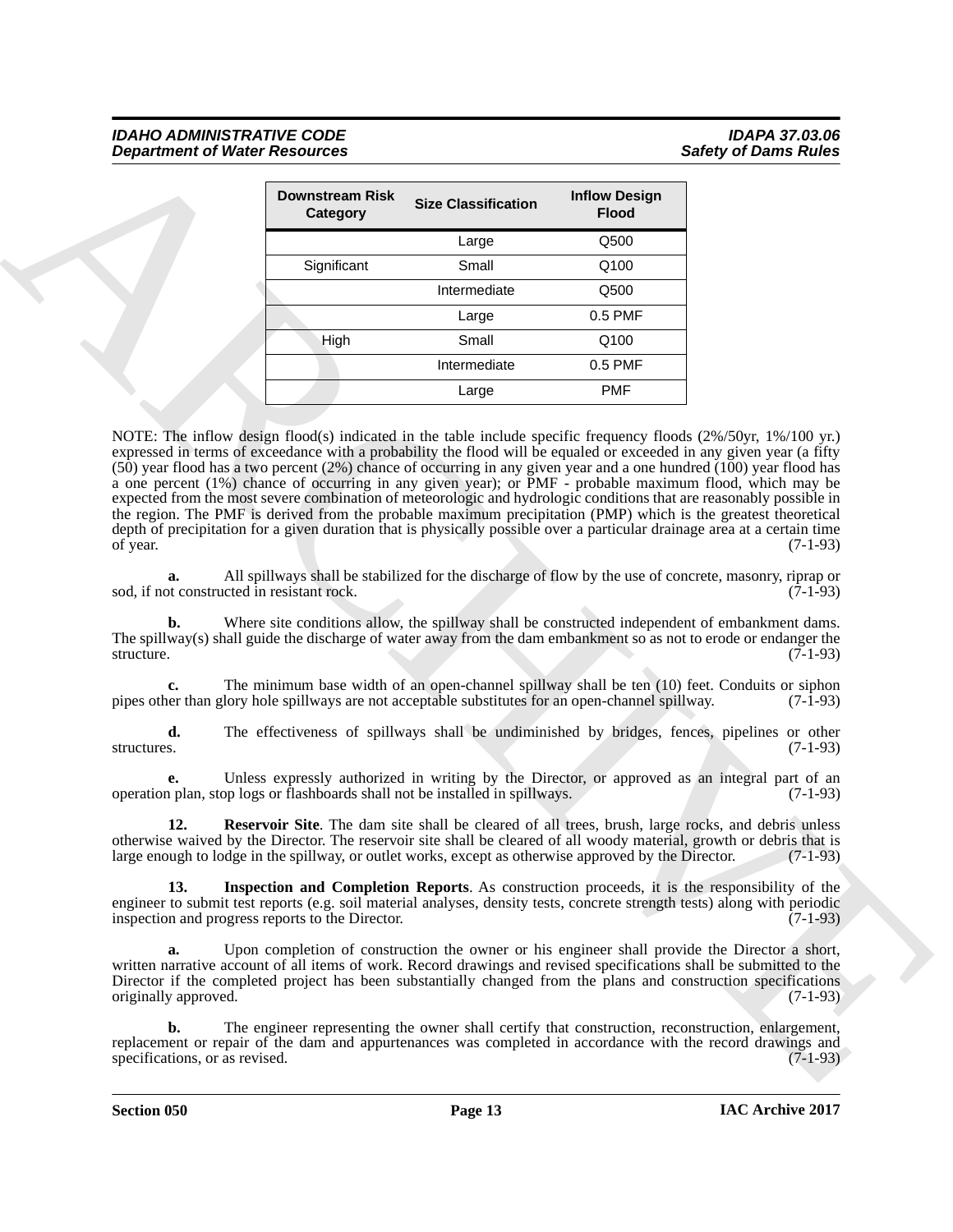| Downstream Risk Category | Size Classification | Inflow Design Flood |
|---|---|---|
| | Large | Q500 |
| Significant | Small | Q100 |
| | Intermediate | Q500 |
| | Large | 0.5 PMF |
| High | Small | Q100 |
| | Intermediate | 0.5 PMF |
| | Large | PMF |

NOTE: The inflow design flood(s) indicated in the table include specific frequency floods (2%/50yr, 1%/100 yr.) expressed in terms of exceedance with a probability the flood will be equaled or exceeded in any given year (a fifty (50) year flood has a two percent (2%) chance of occurring in any given year and a one hundred (100) year flood has a one percent (1%) chance of occurring in any given year); or PMF - probable maximum flood, which may be expected from the most severe combination of meteorologic and hydrologic conditions that are reasonably possible in the region. The PMF is derived from the probable maximum precipitation (PMP) which is the greatest theoretical depth of precipitation for a given duration that is physically possible over a particular drainage area at a certain time of year. (7-1-93)

**a.** All spillways shall be stabilized for the discharge of flow by the use of concrete, masonry, riprap or sod, if not constructed in resistant rock. (7-1-93)

**b.** Where site conditions allow, the spillway shall be constructed independent of embankment dams. The spillway(s) shall guide the discharge of water away from the dam embankment so as not to erode or endanger the structure. (7-1-93)

**c.** The minimum base width of an open-channel spillway shall be ten (10) feet. Conduits or siphon pipes other than glory hole spillways are not acceptable substitutes for an open-channel spillway. (7-1-93)

**d.** The effectiveness of spillways shall be undiminished by bridges, fences, pipelines or other structures. (7-1-93)

**e.** Unless expressly authorized in writing by the Director, or approved as an integral part of an operation plan, stop logs or flashboards shall not be installed in spillways. (7-1-93)

**12. Reservoir Site**. The dam site shall be cleared of all trees, brush, large rocks, and debris unless otherwise waived by the Director. The reservoir site shall be cleared of all woody material, growth or debris that is large enough to lodge in the spillway, or outlet works, except as otherwise approved by the Director. (7-1-93)

**13. Inspection and Completion Reports**. As construction proceeds, it is the responsibility of the engineer to submit test reports (e.g. soil material analyses, density tests, concrete strength tests) along with periodic inspection and progress reports to the Director. (7-1-93)

**a.** Upon completion of construction the owner or his engineer shall provide the Director a short, written narrative account of all items of work. Record drawings and revised specifications shall be submitted to the Director if the completed project has been substantially changed from the plans and construction specifications originally approved. (7-1-93)

**b.** The engineer representing the owner shall certify that construction, reconstruction, enlargement, replacement or repair of the dam and appurtenances was completed in accordance with the record drawings and specifications, or as revised. (7-1-93)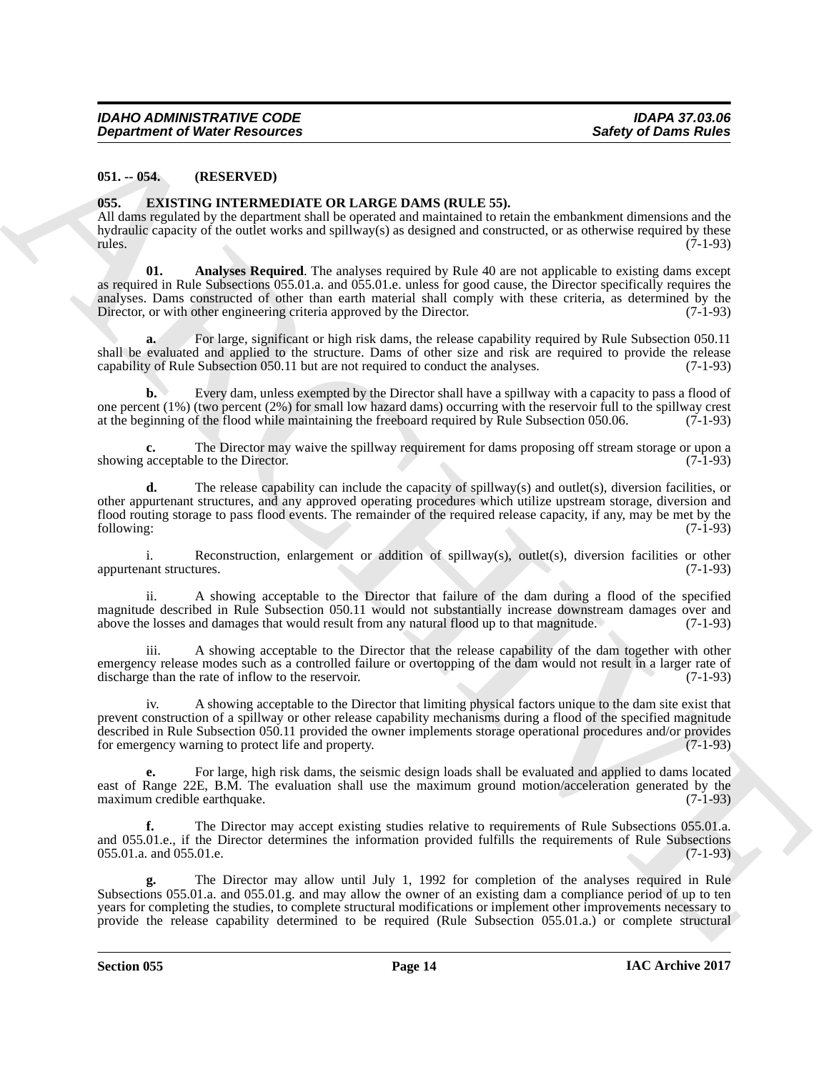**051. -- 054. (RESERVED)**

**055. EXISTING INTERMEDIATE OR LARGE DAMS (RULE 55).**

All dams regulated by the department shall be operated and maintained to retain the embankment dimensions and the hydraulic capacity of the outlet works and spillway(s) as designed and constructed, or as otherwise required by these rules. (7-1-93)

**01. Analyses Required**. The analyses required by Rule 40 are not applicable to existing dams except as required in Rule Subsections 055.01.a. and 055.01.e. unless for good cause, the Director specifically requires the analyses. Dams constructed of other than earth material shall comply with these criteria, as determined by the Director, or with other engineering criteria approved by the Director. (7-1-93)

**a.** For large, significant or high risk dams, the release capability required by Rule Subsection 050.11 shall be evaluated and applied to the structure. Dams of other size and risk are required to provide the release capability of Rule Subsection 050.11 but are not required to conduct the analyses. (7-1-93)

**b.** Every dam, unless exempted by the Director shall have a spillway with a capacity to pass a flood of one percent (1%) (two percent (2%) for small low hazard dams) occurring with the reservoir full to the spillway crest at the beginning of the flood while maintaining the freeboard required by Rule Subsection 050.06. (7-1-93)

**c.** The Director may waive the spillway requirement for dams proposing off stream storage or upon a showing acceptable to the Director. (7-1-93)

**d.** The release capability can include the capacity of spillway(s) and outlet(s), diversion facilities, or other appurtenant structures, and any approved operating procedures which utilize upstream storage, diversion and flood routing storage to pass flood events. The remainder of the required release capacity, if any, may be met by the following: (7-1-93)

i. Reconstruction, enlargement or addition of spillway(s), outlet(s), diversion facilities or other appurtenant structures. (7-1-93)

ii. A showing acceptable to the Director that failure of the dam during a flood of the specified magnitude described in Rule Subsection 050.11 would not substantially increase downstream damages over and above the losses and damages that would result from any natural flood up to that magnitude. (7-1-93)

iii. A showing acceptable to the Director that the release capability of the dam together with other emergency release modes such as a controlled failure or overtopping of the dam would not result in a larger rate of discharge than the rate of inflow to the reservoir. (7-1-93)

iv. A showing acceptable to the Director that limiting physical factors unique to the dam site exist that prevent construction of a spillway or other release capability mechanisms during a flood of the specified magnitude described in Rule Subsection 050.11 provided the owner implements storage operational procedures and/or provides for emergency warning to protect life and property. (7-1-93)

**e.** For large, high risk dams, the seismic design loads shall be evaluated and applied to dams located east of Range 22E, B.M. The evaluation shall use the maximum ground motion/acceleration generated by the maximum credible earthquake. (7-1-93)

**f.** The Director may accept existing studies relative to requirements of Rule Subsections 055.01.a. and 055.01.e., if the Director determines the information provided fulfills the requirements of Rule Subsections 055.01.a. and 055.01.e. (7-1-93)

**g.** The Director may allow until July 1, 1992 for completion of the analyses required in Rule Subsections 055.01.a. and 055.01.g. and may allow the owner of an existing dam a compliance period of up to ten years for completing the studies, to complete structural modifications or implement other improvements necessary to provide the release capability determined to be required (Rule Subsection 055.01.a.) or complete structural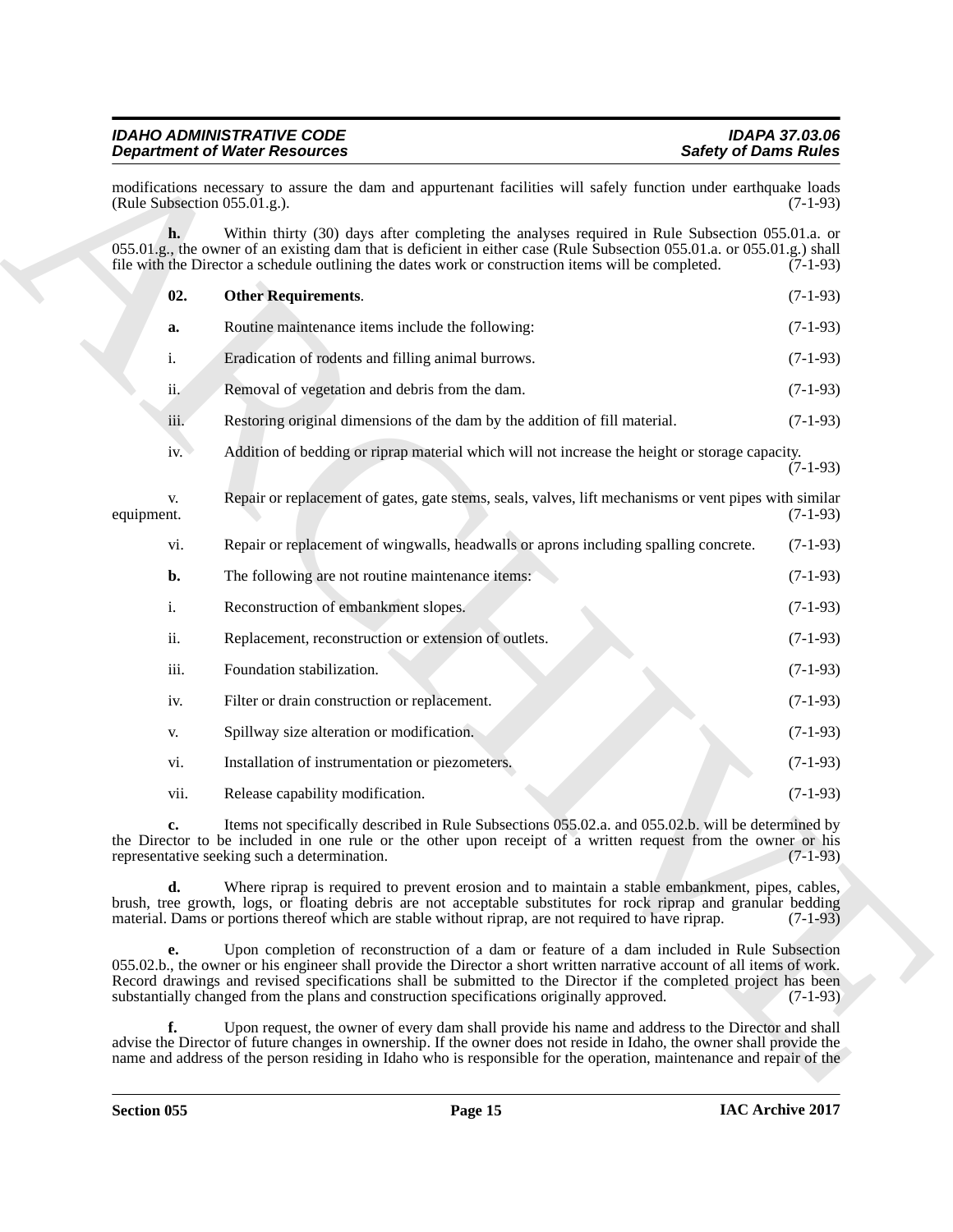modifications necessary to assure the dam and appurtenant facilities will safely function under earthquake loads (Rule Subsection 055.01.g.). (7-1-93)

**h.** Within thirty (30) days after completing the analyses required in Rule Subsection 055.01.a. or 055.01.g., the owner of an existing dam that is deficient in either case (Rule Subsection 055.01.a. or 055.01.g.) shall file with the Director a schedule outlining the dates work or construction items will be completed. (7-1-93)

**02. Other Requirements**. (7-1-93)

**a.** Routine maintenance items include the following: (7-1-93)

i. Eradication of rodents and filling animal burrows. (7-1-93)

ii. Removal of vegetation and debris from the dam. (7-1-93)

iii. Restoring original dimensions of the dam by the addition of fill material. (7-1-93)

iv. Addition of bedding or riprap material which will not increase the height or storage capacity. (7-1-93)

v. Repair or replacement of gates, gate stems, seals, valves, lift mechanisms or vent pipes with similar equipment. (7-1-93)

vi. Repair or replacement of wingwalls, headwalls or aprons including spalling concrete. (7-1-93)

**b.** The following are not routine maintenance items: (7-1-93)

i. Reconstruction of embankment slopes. (7-1-93)

ii. Replacement, reconstruction or extension of outlets. (7-1-93)

iii. Foundation stabilization. (7-1-93)

iv. Filter or drain construction or replacement. (7-1-93)

v. Spillway size alteration or modification. (7-1-93)

vi. Installation of instrumentation or piezometers. (7-1-93)

vii. Release capability modification. (7-1-93)

**c.** Items not specifically described in Rule Subsections 055.02.a. and 055.02.b. will be determined by the Director to be included in one rule or the other upon receipt of a written request from the owner or his representative seeking such a determination. (7-1-93)

**d.** Where riprap is required to prevent erosion and to maintain a stable embankment, pipes, cables, brush, tree growth, logs, or floating debris are not acceptable substitutes for rock riprap and granular bedding material. Dams or portions thereof which are stable without riprap, are not required to have riprap. (7-1-93)

**e.** Upon completion of reconstruction of a dam or feature of a dam included in Rule Subsection 055.02.b., the owner or his engineer shall provide the Director a short written narrative account of all items of work. Record drawings and revised specifications shall be submitted to the Director if the completed project has been substantially changed from the plans and construction specifications originally approved. (7-1-93)

**f.** Upon request, the owner of every dam shall provide his name and address to the Director and shall advise the Director of future changes in ownership. If the owner does not reside in Idaho, the owner shall provide the name and address of the person residing in Idaho who is responsible for the operation, maintenance and repair of the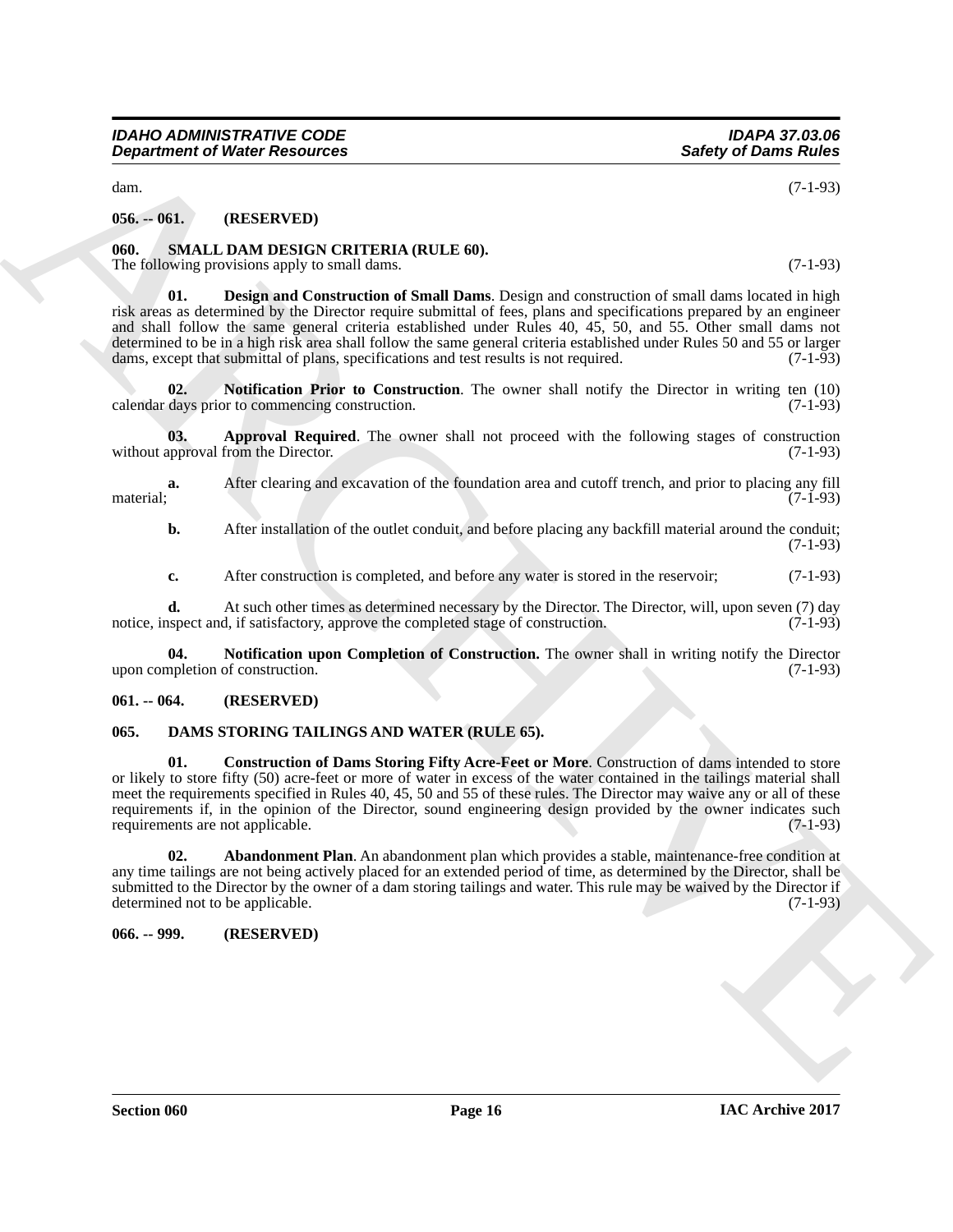dam. (7-1-93)

**056. -- 061. (RESERVED)**

**060. SMALL DAM DESIGN CRITERIA (RULE 60).**

The following provisions apply to small dams. (7-1-93)

**01. Design and Construction of Small Dams**. Design and construction of small dams located in high risk areas as determined by the Director require submittal of fees, plans and specifications prepared by an engineer and shall follow the same general criteria established under Rules 40, 45, 50, and 55. Other small dams not determined to be in a high risk area shall follow the same general criteria established under Rules 50 and 55 or larger dams, except that submittal of plans, specifications and test results is not required. (7-1-93)

**02. Notification Prior to Construction**. The owner shall notify the Director in writing ten (10) calendar days prior to commencing construction. (7-1-93)

**03. Approval Required**. The owner shall not proceed with the following stages of construction without approval from the Director. (7-1-93)

**a.** After clearing and excavation of the foundation area and cutoff trench, and prior to placing any fill material; (7-1-93)

**b.** After installation of the outlet conduit, and before placing any backfill material around the conduit; (7-1-93)

**c.** After construction is completed, and before any water is stored in the reservoir; (7-1-93)

**d.** At such other times as determined necessary by the Director. The Director, will, upon seven (7) day notice, inspect and, if satisfactory, approve the completed stage of construction. (7-1-93)

**04. Notification upon Completion of Construction.** The owner shall in writing notify the Director upon completion of construction. (7-1-93)

**061. -- 064. (RESERVED)**

**065. DAMS STORING TAILINGS AND WATER (RULE 65).**

**01. Construction of Dams Storing Fifty Acre-Feet or More**. Construction of dams intended to store or likely to store fifty (50) acre-feet or more of water in excess of the water contained in the tailings material shall meet the requirements specified in Rules 40, 45, 50 and 55 of these rules. The Director may waive any or all of these requirements if, in the opinion of the Director, sound engineering design provided by the owner indicates such requirements are not applicable. (7-1-93)

**02. Abandonment Plan**. An abandonment plan which provides a stable, maintenance-free condition at any time tailings are not being actively placed for an extended period of time, as determined by the Director, shall be submitted to the Director by the owner of a dam storing tailings and water. This rule may be waived by the Director if determined not to be applicable. (7-1-93)

**066. -- 999. (RESERVED)**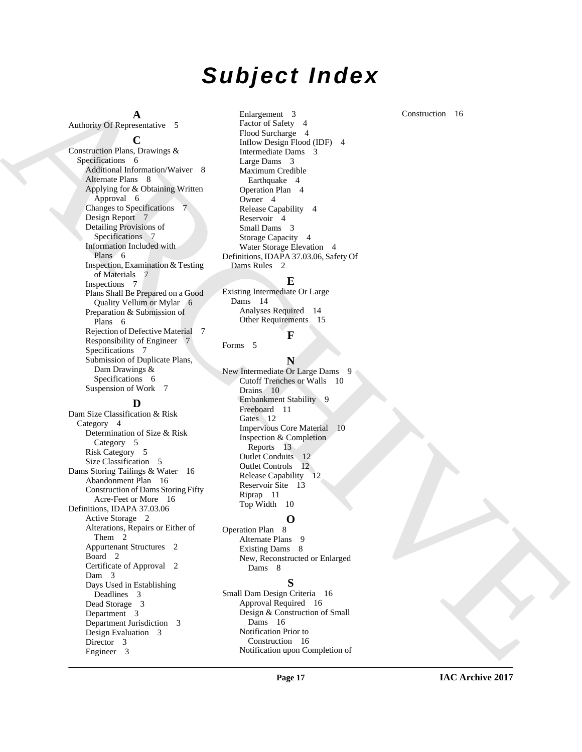# Subject Index

**A**

Authority Of Representative 5

**C**

Construction Plans, Drawings & Specifications 6
- Additional Information/Waiver 8
- Alternate Plans 8
- Applying for & Obtaining Written Approval 6
- Changes to Specifications 7
- Design Report 7
- Detailing Provisions of Specifications 7
- Information Included with Plans 6
- Inspection, Examination & Testing of Materials 7
- Inspections 7
- Plans Shall Be Prepared on a Good Quality Vellum or Mylar 6
- Preparation & Submission of Plans 6
- Rejection of Defective Material 7
- Responsibility of Engineer 7
- Specifications 7
- Submission of Duplicate Plans, Dam Drawings & Specifications 6
- Suspension of Work 7

**D**

Dam Size Classification & Risk Category 4
- Determination of Size & Risk Category 5
- Risk Category 5
- Size Classification 5

Dams Storing Tailings & Water 16
- Abandonment Plan 16
- Construction of Dams Storing Fifty Acre-Feet or More 16

Definitions, IDAPA 37.03.06
- Active Storage 2
- Alterations, Repairs or Either of Them 2
- Appurtenant Structures 2
- Board 2
- Certificate of Approval 2
- Dam 3
- Days Used in Establishing Deadlines 3
- Dead Storage 3
- Department 3
- Department Jurisdiction 3
- Design Evaluation 3
- Director 3
- Engineer 3
- Enlargement 3
- Factor of Safety 4
- Flood Surcharge 4
- Inflow Design Flood (IDF) 4
- Intermediate Dams 3
- Large Dams 3
- Maximum Credible Earthquake 4
- Operation Plan 4
- Owner 4
- Release Capability 4
- Reservoir 4
- Small Dams 3
- Storage Capacity 4
- Water Storage Elevation 4

Definitions, IDAPA 37.03.06, Safety Of Dams Rules 2

**E**

Existing Intermediate Or Large Dams 14
- Analyses Required 14
- Other Requirements 15

**F**

Forms 5

**N**

New Intermediate Or Large Dams 9
- Cutoff Trenches or Walls 10
- Drains 10
- Embankment Stability 9
- Freeboard 11
- Gates 12
- Impervious Core Material 10
- Inspection & Completion Reports 13
- Outlet Conduits 12
- Outlet Controls 12
- Release Capability 12
- Reservoir Site 13
- Riprap 11
- Top Width 10

**O**

Operation Plan 8
- Alternate Plans 9
- Existing Dams 8
- New, Reconstructed or Enlarged Dams 8

**S**

Small Dam Design Criteria 16
- Approval Required 16
- Design & Construction of Small Dams 16
- Notification Prior to Construction 16
- Notification upon Completion of Construction 16